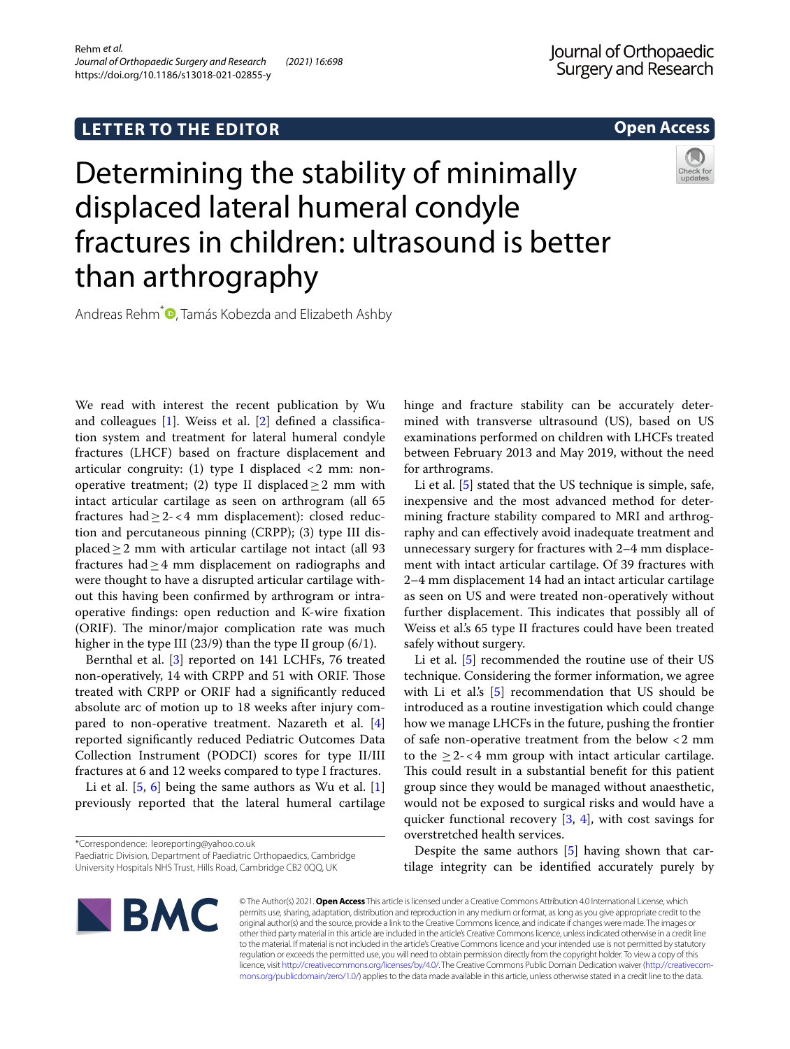LETTER TO THE EDITOR

Open Access

# Determining the stability of minimally displaced lateral humeral condyle fractures in children: ultrasound is better than arthrography

Andreas Rehm*, Tamás Kobezda and Elizabeth Ashby

We read with interest the recent publication by Wu and colleagues [1]. Weiss et al. [2] defined a classification system and treatment for lateral humeral condyle fractures (LHCF) based on fracture displacement and articular congruity: (1) type I displaced <2 mm: non-operative treatment; (2) type II displaced ≥2 mm with intact articular cartilage as seen on arthrogram (all 65 fractures had ≥2-<4 mm displacement): closed reduction and percutaneous pinning (CRPP); (3) type III displaced ≥2 mm with articular cartilage not intact (all 93 fractures had ≥4 mm displacement on radiographs and were thought to have a disrupted articular cartilage without this having been confirmed by arthrogram or intraoperative findings: open reduction and K-wire fixation (ORIF). The minor/major complication rate was much higher in the type III (23/9) than the type II group (6/1).

Bernthal et al. [3] reported on 141 LCHFs, 76 treated non-operatively, 14 with CRPP and 51 with ORIF. Those treated with CRPP or ORIF had a significantly reduced absolute arc of motion up to 18 weeks after injury compared to non-operative treatment. Nazareth et al. [4] reported significantly reduced Pediatric Outcomes Data Collection Instrument (PODCI) scores for type II/III fractures at 6 and 12 weeks compared to type I fractures.

Li et al. [5, 6] being the same authors as Wu et al. [1] previously reported that the lateral humeral cartilage hinge and fracture stability can be accurately determined with transverse ultrasound (US), based on US examinations performed on children with LHCFs treated between February 2013 and May 2019, without the need for arthrograms.

Li et al. [5] stated that the US technique is simple, safe, inexpensive and the most advanced method for determining fracture stability compared to MRI and arthrography and can effectively avoid inadequate treatment and unnecessary surgery for fractures with 2–4 mm displacement with intact articular cartilage. Of 39 fractures with 2–4 mm displacement 14 had an intact articular cartilage as seen on US and were treated non-operatively without further displacement. This indicates that possibly all of Weiss et al.'s 65 type II fractures could have been treated safely without surgery.

Li et al. [5] recommended the routine use of their US technique. Considering the former information, we agree with Li et al.'s [5] recommendation that US should be introduced as a routine investigation which could change how we manage LHCFs in the future, pushing the frontier of safe non-operative treatment from the below <2 mm to the ≥2-<4 mm group with intact articular cartilage. This could result in a substantial benefit for this patient group since they would be managed without anaesthetic, would not be exposed to surgical risks and would have a quicker functional recovery [3, 4], with cost savings for overstretched health services.

Despite the same authors [5] having shown that cartilage integrity can be identified accurately purely by

*Correspondence: leoreporting@yahoo.co.uk
Paediatric Division, Department of Paediatric Orthopaedics, Cambridge University Hospitals NHS Trust, Hills Road, Cambridge CB2 0QQ, UK

© The Author(s) 2021. **Open Access** This article is licensed under a Creative Commons Attribution 4.0 International License, which permits use, sharing, adaptation, distribution and reproduction in any medium or format, as long as you give appropriate credit to the original author(s) and the source, provide a link to the Creative Commons licence, and indicate if changes were made. The images or other third party material in this article are included in the article's Creative Commons licence, unless indicated otherwise in a credit line to the material. If material is not included in the article's Creative Commons licence and your intended use is not permitted by statutory regulation or exceeds the permitted use, you will need to obtain permission directly from the copyright holder. To view a copy of this licence, visit http://creativecommons.org/licenses/by/4.0/. The Creative Commons Public Domain Dedication waiver (http://creativecommons.org/publicdomain/zero/1.0/) applies to the data made available in this article, unless otherwise stated in a credit line to the data.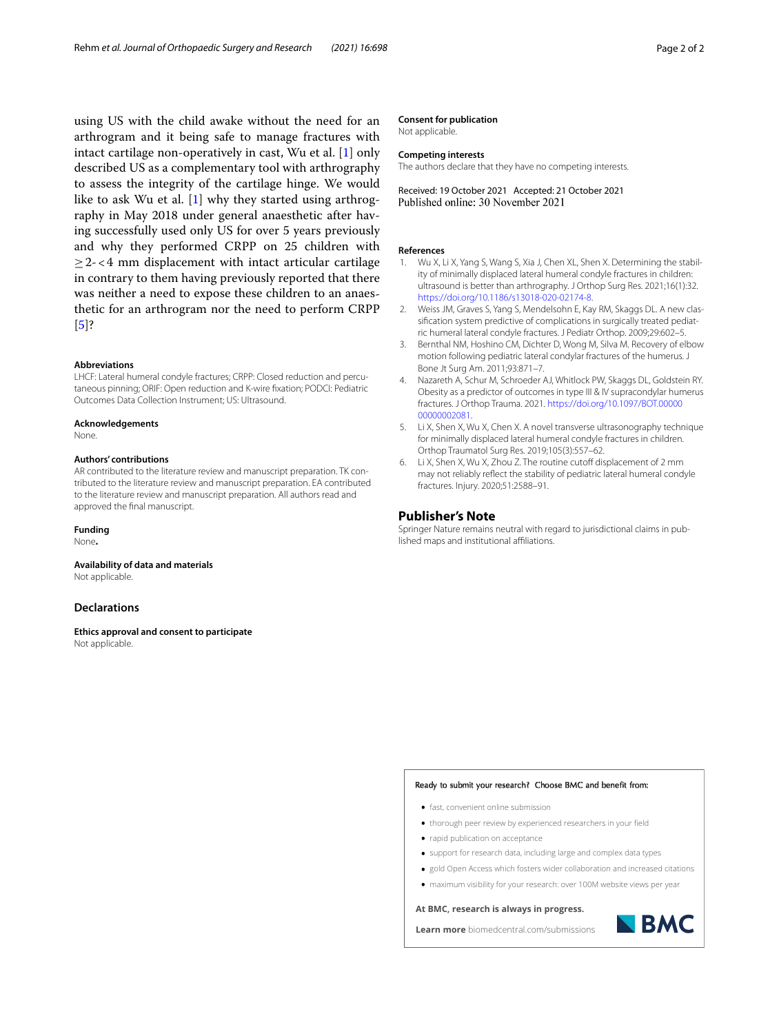using US with the child awake without the need for an arthrogram and it being safe to manage fractures with intact cartilage non-operatively in cast, Wu et al. [1] only described US as a complementary tool with arthrography to assess the integrity of the cartilage hinge. We would like to ask Wu et al. [1] why they started using arthrography in May 2018 under general anaesthetic after having successfully used only US for over 5 years previously and why they performed CRPP on 25 children with $\geq 2$-$<4$ mm displacement with intact articular cartilage in contrary to them having previously reported that there was neither a need to expose these children to an anaesthetic for an arthrogram nor the need to perform CRPP [5]?

#### Abbreviations
LHCF: Lateral humeral condyle fractures; CRPP: Closed reduction and percutaneous pinning; ORIF: Open reduction and K-wire fixation; PODCI: Pediatric Outcomes Data Collection Instrument; US: Ultrasound.

#### Acknowledgements
None.

#### Authors' contributions
AR contributed to the literature review and manuscript preparation. TK contributed to the literature review and manuscript preparation. EA contributed to the literature review and manuscript preparation. All authors read and approved the final manuscript.

#### Funding
None.

#### Availability of data and materials
Not applicable.

### Declarations

#### Ethics approval and consent to participate
Not applicable.

#### Consent for publication
Not applicable.

#### Competing interests
The authors declare that they have no competing interests.

Received: 19 October 2021 Accepted: 21 October 2021
Published online: 30 November 2021

#### References
1. Wu X, Li X, Yang S, Wang S, Xia J, Chen XL, Shen X. Determining the stability of minimally displaced lateral humeral condyle fractures in children: ultrasound is better than arthrography. J Orthop Surg Res. 2021;16(1):32. https://doi.org/10.1186/s13018-020-02174-8.
2. Weiss JM, Graves S, Yang S, Mendelsohn E, Kay RM, Skaggs DL. A new classification system predictive of complications in surgically treated pediatric humeral lateral condyle fractures. J Pediatr Orthop. 2009;29:602–5.
3. Bernthal NM, Hoshino CM, Dichter D, Wong M, Silva M. Recovery of elbow motion following pediatric lateral condylar fractures of the humerus. J Bone Jt Surg Am. 2011;93:871–7.
4. Nazareth A, Schur M, Schroeder AJ, Whitlock PW, Skaggs DL, Goldstein RY. Obesity as a predictor of outcomes in type III & IV supracondylar humerus fractures. J Orthop Trauma. 2021. https://doi.org/10.1097/BOT.0000000000002081.
5. Li X, Shen X, Wu X, Chen X. A novel transverse ultrasonography technique for minimally displaced lateral humeral condyle fractures in children. Orthop Traumatol Surg Res. 2019;105(3):557–62.
6. Li X, Shen X, Wu X, Zhou Z. The routine cutoff displacement of 2 mm may not reliably reflect the stability of pediatric lateral humeral condyle fractures. Injury. 2020;51:2588–91.

## Publisher's Note
Springer Nature remains neutral with regard to jurisdictional claims in published maps and institutional affiliations.